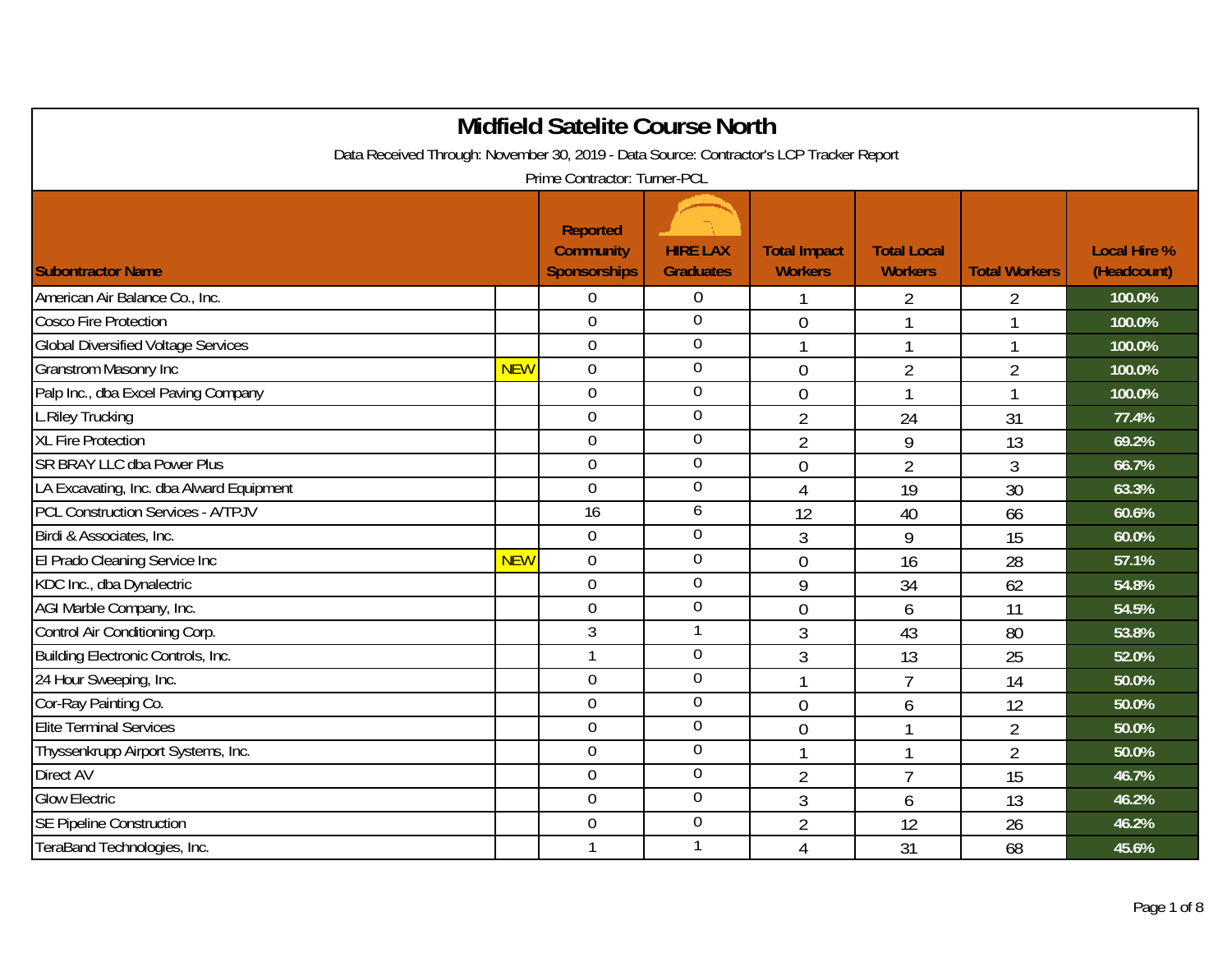# Midfield Satelite Course North

Data Received Through: November 30, 2019 - Data Source: Contractor's LCP Tracker Report

Prime Contractor: Turner-PCL

| Subontractor Name | | Reported Community Sponsorships | HIRE LAX Graduates | Total Impact Workers | Total Local Workers | Total Workers | Local Hire % (Headcount) |
|---|---|---|---|---|---|---|---|
| American Air Balance Co., Inc. | | 0 | 0 | 1 | 2 | 2 | 100.0% |
| Cosco Fire Protection | | 0 | 0 | 0 | 1 | 1 | 100.0% |
| Global Diversified Voltage Services | | 0 | 0 | 1 | 1 | 1 | 100.0% |
| Granstrom Masonry Inc | NEW | 0 | 0 | 0 | 2 | 2 | 100.0% |
| Palp Inc., dba Excel Paving Company | | 0 | 0 | 0 | 1 | 1 | 100.0% |
| L.Riley Trucking | | 0 | 0 | 2 | 24 | 31 | 77.4% |
| XL Fire Protection | | 0 | 0 | 2 | 9 | 13 | 69.2% |
| SR BRAY LLC dba Power Plus | | 0 | 0 | 0 | 2 | 3 | 66.7% |
| LA Excavating, Inc. dba Alward Equipment | | 0 | 0 | 4 | 19 | 30 | 63.3% |
| PCL Construction Services - A/TPJV | | 16 | 6 | 12 | 40 | 66 | 60.6% |
| Birdi & Associates, Inc. | | 0 | 0 | 3 | 9 | 15 | 60.0% |
| El Prado Cleaning Service Inc | NEW | 0 | 0 | 0 | 16 | 28 | 57.1% |
| KDC Inc., dba Dynalectric | | 0 | 0 | 9 | 34 | 62 | 54.8% |
| AGI Marble Company, Inc. | | 0 | 0 | 0 | 6 | 11 | 54.5% |
| Control Air Conditioning Corp. | | 3 | 1 | 3 | 43 | 80 | 53.8% |
| Building Electronic Controls, Inc. | | 1 | 0 | 3 | 13 | 25 | 52.0% |
| 24 Hour Sweeping, Inc. | | 0 | 0 | 1 | 7 | 14 | 50.0% |
| Cor-Ray Painting Co. | | 0 | 0 | 0 | 6 | 12 | 50.0% |
| Elite Terminal Services | | 0 | 0 | 0 | 1 | 2 | 50.0% |
| Thyssenkrupp Airport Systems, Inc. | | 0 | 0 | 1 | 1 | 2 | 50.0% |
| Direct AV | | 0 | 0 | 2 | 7 | 15 | 46.7% |
| Glow Electric | | 0 | 0 | 3 | 6 | 13 | 46.2% |
| SE Pipeline Construction | | 0 | 0 | 2 | 12 | 26 | 46.2% |
| TeraBand Technologies, Inc. | | 1 | 1 | 4 | 31 | 68 | 45.6% |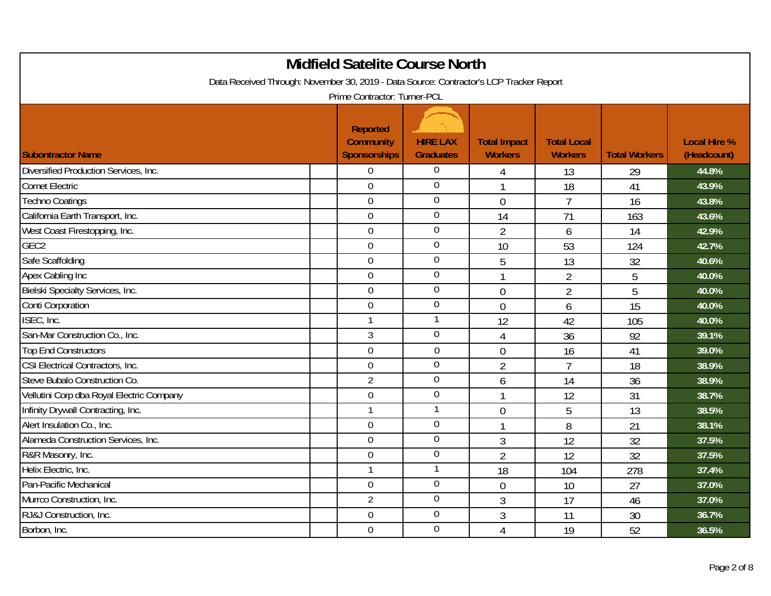# Midfield Satelite Course North

Data Received Through: November 30, 2019 - Data Source: Contractor's LCP Tracker Report

Prime Contractor: Turner-PCL

| Subontractor Name | Reported Community Sponsorships | HIRE LAX Graduates | Total Impact Workers | Total Local Workers | Total Workers | Local Hire % (Headcount) |
|---|---|---|---|---|---|---|
| Diversified Production Services, Inc. | 0 | 0 | 4 | 13 | 29 | 44.8% |
| Comet Electric | 0 | 0 | 1 | 18 | 41 | 43.9% |
| Techno Coatings | 0 | 0 | 0 | 7 | 16 | 43.8% |
| California Earth Transport, Inc. | 0 | 0 | 14 | 71 | 163 | 43.6% |
| West Coast Firestopping, Inc. | 0 | 0 | 2 | 6 | 14 | 42.9% |
| GEC2 | 0 | 0 | 10 | 53 | 124 | 42.7% |
| Safe Scaffolding | 0 | 0 | 5 | 13 | 32 | 40.6% |
| Apex Cabling Inc | 0 | 0 | 1 | 2 | 5 | 40.0% |
| Bielski Specialty Services, Inc. | 0 | 0 | 0 | 2 | 5 | 40.0% |
| Conti Corporation | 0 | 0 | 0 | 6 | 15 | 40.0% |
| ISEC, Inc. | 1 | 1 | 12 | 42 | 105 | 40.0% |
| San-Mar Construction Co., Inc. | 3 | 0 | 4 | 36 | 92 | 39.1% |
| Top End Constructors | 0 | 0 | 0 | 16 | 41 | 39.0% |
| CSI Electrical Contractors, Inc. | 0 | 0 | 2 | 7 | 18 | 38.9% |
| Steve Bubalo Construction Co. | 2 | 0 | 6 | 14 | 36 | 38.9% |
| Vellutini Corp dba Royal Electric Company | 0 | 0 | 1 | 12 | 31 | 38.7% |
| Infinity Drywall Contracting, Inc. | 1 | 1 | 0 | 5 | 13 | 38.5% |
| Alert Insulation Co., Inc. | 0 | 0 | 1 | 8 | 21 | 38.1% |
| Alameda Construction Services, Inc. | 0 | 0 | 3 | 12 | 32 | 37.5% |
| R&R Masonry, Inc. | 0 | 0 | 2 | 12 | 32 | 37.5% |
| Helix Electric, Inc. | 1 | 1 | 18 | 104 | 278 | 37.4% |
| Pan-Pacific Mechanical | 0 | 0 | 0 | 10 | 27 | 37.0% |
| Murrco Construction, Inc. | 2 | 0 | 3 | 17 | 46 | 37.0% |
| RJ&J Construction, Inc. | 0 | 0 | 3 | 11 | 30 | 36.7% |
| Borbon, Inc. | 0 | 0 | 4 | 19 | 52 | 36.5% |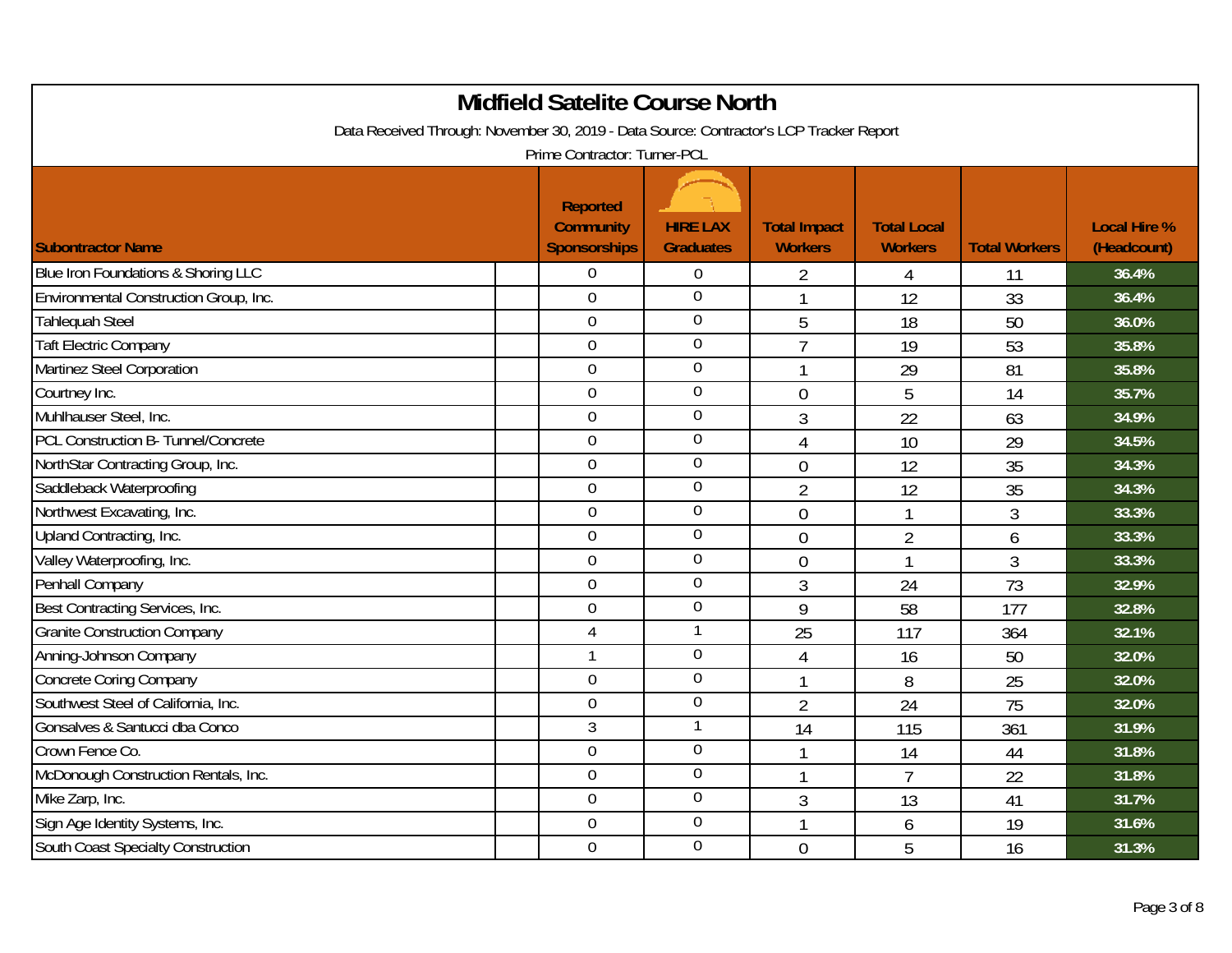# Midfield Satelite Course North

Data Received Through: November 30, 2019 - Data Source: Contractor's LCP Tracker Report

Prime Contractor: Turner-PCL

| Subcontractor Name | Reported Community Sponsorships | HIRE LAX Graduates | Total Impact Workers | Total Local Workers | Total Workers | Local Hire % (Headcount) |
|---|---|---|---|---|---|---|
| Blue Iron Foundations & Shoring LLC | 0 | 0 | 2 | 4 | 11 | 36.4% |
| Environmental Construction Group, Inc. | 0 | 0 | 1 | 12 | 33 | 36.4% |
| Tahlequah Steel | 0 | 0 | 5 | 18 | 50 | 36.0% |
| Taft Electric Company | 0 | 0 | 7 | 19 | 53 | 35.8% |
| Martinez Steel Corporation | 0 | 0 | 1 | 29 | 81 | 35.8% |
| Courtney Inc. | 0 | 0 | 0 | 5 | 14 | 35.7% |
| Muhlhauser Steel, Inc. | 0 | 0 | 3 | 22 | 63 | 34.9% |
| PCL Construction B- Tunnel/Concrete | 0 | 0 | 4 | 10 | 29 | 34.5% |
| NorthStar Contracting Group, Inc. | 0 | 0 | 0 | 12 | 35 | 34.3% |
| Saddleback Waterproofing | 0 | 0 | 2 | 12 | 35 | 34.3% |
| Northwest Excavating, Inc. | 0 | 0 | 0 | 1 | 3 | 33.3% |
| Upland Contracting, Inc. | 0 | 0 | 0 | 2 | 6 | 33.3% |
| Valley Waterproofing, Inc. | 0 | 0 | 0 | 1 | 3 | 33.3% |
| Penhall Company | 0 | 0 | 3 | 24 | 73 | 32.9% |
| Best Contracting Services, Inc. | 0 | 0 | 9 | 58 | 177 | 32.8% |
| Granite Construction Company | 4 | 1 | 25 | 117 | 364 | 32.1% |
| Anning-Johnson Company | 1 | 0 | 4 | 16 | 50 | 32.0% |
| Concrete Coring Company | 0 | 0 | 1 | 8 | 25 | 32.0% |
| Southwest Steel of California, Inc. | 0 | 0 | 2 | 24 | 75 | 32.0% |
| Gonsalves & Santucci dba Conco | 3 | 1 | 14 | 115 | 361 | 31.9% |
| Crown Fence Co. | 0 | 0 | 1 | 14 | 44 | 31.8% |
| McDonough Construction Rentals, Inc. | 0 | 0 | 1 | 7 | 22 | 31.8% |
| Mike Zarp, Inc. | 0 | 0 | 3 | 13 | 41 | 31.7% |
| Sign Age Identity Systems, Inc. | 0 | 0 | 1 | 6 | 19 | 31.6% |
| South Coast Specialty Construction | 0 | 0 | 0 | 5 | 16 | 31.3% |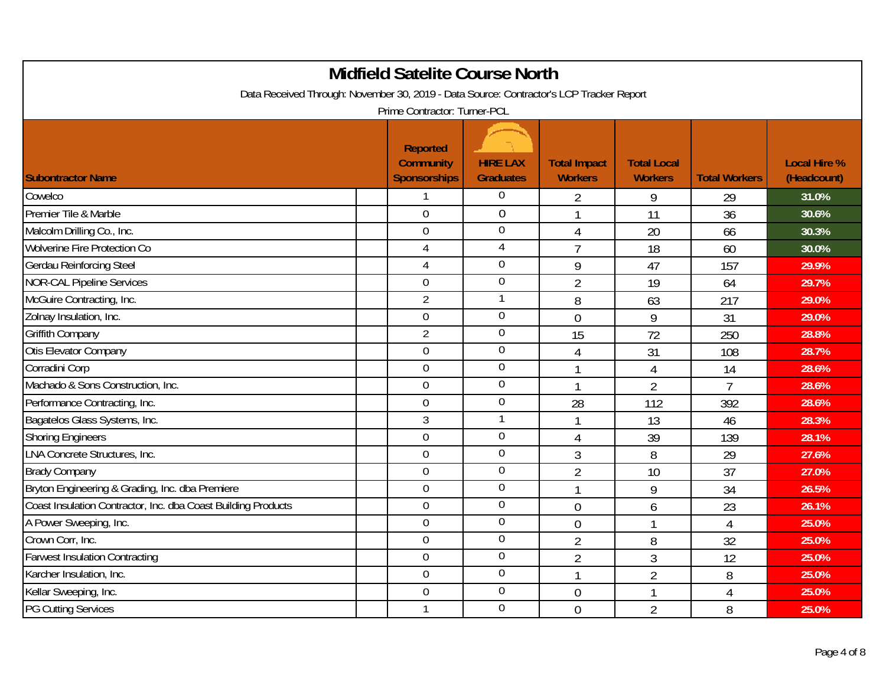# Midfield Satelite Course North

Data Received Through: November 30, 2019 - Data Source: Contractor's LCP Tracker Report

Prime Contractor: Turner-PCL

| Subontractor Name | Reported Community Sponsorships | HIRE LAX Graduates | Total Impact Workers | Total Local Workers | Total Workers | Local Hire % (Headcount) |
|---|---|---|---|---|---|---|
| Cowelco | 1 | 0 | 2 | 9 | 29 | 31.0% |
| Premier Tile & Marble | 0 | 0 | 1 | 11 | 36 | 30.6% |
| Malcolm Drilling Co., Inc. | 0 | 0 | 4 | 20 | 66 | 30.3% |
| Wolverine Fire Protection Co | 4 | 4 | 7 | 18 | 60 | 30.0% |
| Gerdau Reinforcing Steel | 4 | 0 | 9 | 47 | 157 | 29.9% |
| NOR-CAL Pipeline Services | 0 | 0 | 2 | 19 | 64 | 29.7% |
| McGuire Contracting, Inc. | 2 | 1 | 8 | 63 | 217 | 29.0% |
| Zolnay Insulation, Inc. | 0 | 0 | 0 | 9 | 31 | 29.0% |
| Griffith Company | 2 | 0 | 15 | 72 | 250 | 28.8% |
| Otis Elevator Company | 0 | 0 | 4 | 31 | 108 | 28.7% |
| Corradini Corp | 0 | 0 | 1 | 4 | 14 | 28.6% |
| Machado & Sons Construction, Inc. | 0 | 0 | 1 | 2 | 7 | 28.6% |
| Performance Contracting, Inc. | 0 | 0 | 28 | 112 | 392 | 28.6% |
| Bagatelos Glass Systems, Inc. | 3 | 1 | 1 | 13 | 46 | 28.3% |
| Shoring Engineers | 0 | 0 | 4 | 39 | 139 | 28.1% |
| LNA Concrete Structures, Inc. | 0 | 0 | 3 | 8 | 29 | 27.6% |
| Brady Company | 0 | 0 | 2 | 10 | 37 | 27.0% |
| Bryton Engineering & Grading, Inc. dba Premiere | 0 | 0 | 1 | 9 | 34 | 26.5% |
| Coast Insulation Contractor, Inc. dba Coast Building Products | 0 | 0 | 0 | 6 | 23 | 26.1% |
| A Power Sweeping, Inc. | 0 | 0 | 0 | 1 | 4 | 25.0% |
| Crown Corr, Inc. | 0 | 0 | 2 | 8 | 32 | 25.0% |
| Farwest Insulation Contracting | 0 | 0 | 2 | 3 | 12 | 25.0% |
| Karcher Insulation, Inc. | 0 | 0 | 1 | 2 | 8 | 25.0% |
| Kellar Sweeping, Inc. | 0 | 0 | 0 | 1 | 4 | 25.0% |
| PG Cutting Services | 1 | 0 | 0 | 2 | 8 | 25.0% |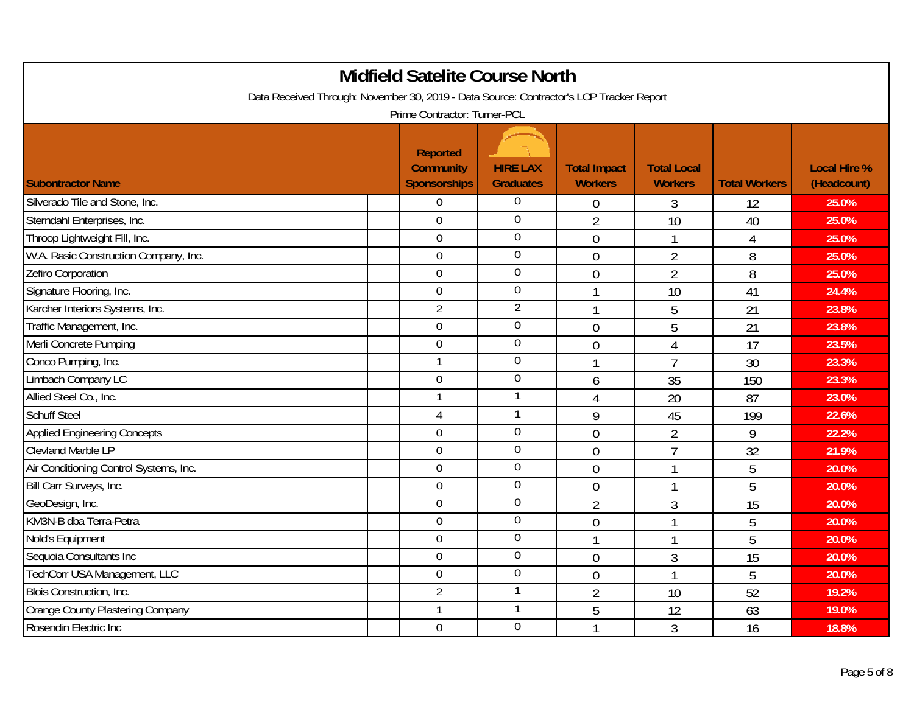# Midfield Satelite Course North

Data Received Through: November 30, 2019 - Data Source: Contractor's LCP Tracker Report

Prime Contractor: Turner-PCL

| Subcontractor Name | Reported Community Sponsorships | HIRE LAX Graduates | Total Impact Workers | Total Local Workers | Total Workers | Local Hire % (Headcount) |
|---|---|---|---|---|---|---|
| Silverado Tile and Stone, Inc. | 0 | 0 | 0 | 3 | 12 | 25.0% |
| Sterndahl Enterprises, Inc. | 0 | 0 | 2 | 10 | 40 | 25.0% |
| Throop Lightweight Fill, Inc. | 0 | 0 | 0 | 1 | 4 | 25.0% |
| W.A. Rasic Construction Company, Inc. | 0 | 0 | 0 | 2 | 8 | 25.0% |
| Zefiro Corporation | 0 | 0 | 0 | 2 | 8 | 25.0% |
| Signature Flooring, Inc. | 0 | 0 | 1 | 10 | 41 | 24.4% |
| Karcher Interiors Systems, Inc. | 2 | 2 | 1 | 5 | 21 | 23.8% |
| Traffic Management, Inc. | 0 | 0 | 0 | 5 | 21 | 23.8% |
| Merli Concrete Pumping | 0 | 0 | 0 | 4 | 17 | 23.5% |
| Conco Pumping, Inc. | 1 | 0 | 1 | 7 | 30 | 23.3% |
| Limbach Company LC | 0 | 0 | 6 | 35 | 150 | 23.3% |
| Allied Steel Co., Inc. | 1 | 1 | 4 | 20 | 87 | 23.0% |
| Schuff Steel | 4 | 1 | 9 | 45 | 199 | 22.6% |
| Applied Engineering Concepts | 0 | 0 | 0 | 2 | 9 | 22.2% |
| Clevland Marble LP | 0 | 0 | 0 | 7 | 32 | 21.9% |
| Air Conditioning Control Systems, Inc. | 0 | 0 | 0 | 1 | 5 | 20.0% |
| Bill Carr Surveys, Inc. | 0 | 0 | 0 | 1 | 5 | 20.0% |
| GeoDesign, Inc. | 0 | 0 | 2 | 3 | 15 | 20.0% |
| KM3N-B dba Terra-Petra | 0 | 0 | 0 | 1 | 5 | 20.0% |
| Nold's Equipment | 0 | 0 | 1 | 1 | 5 | 20.0% |
| Sequoia Consultants Inc | 0 | 0 | 0 | 3 | 15 | 20.0% |
| TechCorr USA Management, LLC | 0 | 0 | 0 | 1 | 5 | 20.0% |
| Blois Construction, Inc. | 2 | 1 | 2 | 10 | 52 | 19.2% |
| Orange County Plastering Company | 1 | 1 | 5 | 12 | 63 | 19.0% |
| Rosendin Electric Inc | 0 | 0 | 1 | 3 | 16 | 18.8% |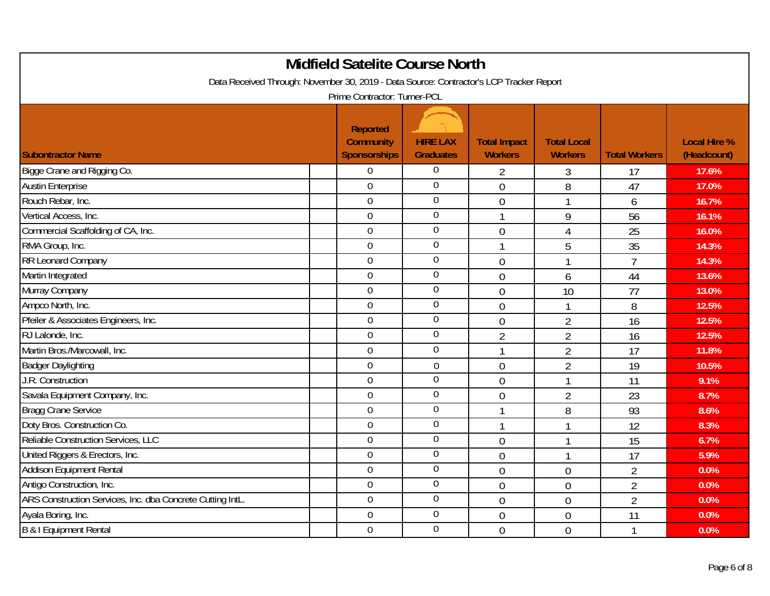# Midfield Satelite Course North

Data Received Through: November 30, 2019 - Data Source: Contractor's LCP Tracker Report

Prime Contractor: Turner-PCL

| Subontractor Name | Reported Community Sponsorships | HIRE LAX Graduates | Total Impact Workers | Total Local Workers | Total Workers | Local Hire % (Headcount) |
|---|---|---|---|---|---|---|
| Bigge Crane and Rigging Co. | 0 | 0 | 2 | 3 | 17 | 17.6% |
| Austin Enterprise | 0 | 0 | 0 | 8 | 47 | 17.0% |
| Rouch Rebar, Inc. | 0 | 0 | 0 | 1 | 6 | 16.7% |
| Vertical Access, Inc. | 0 | 0 | 1 | 9 | 56 | 16.1% |
| Commercial Scaffolding of CA, Inc. | 0 | 0 | 0 | 4 | 25 | 16.0% |
| RMA Group, Inc. | 0 | 0 | 1 | 5 | 35 | 14.3% |
| RR Leonard Company | 0 | 0 | 0 | 1 | 7 | 14.3% |
| Martin Integrated | 0 | 0 | 0 | 6 | 44 | 13.6% |
| Murray Company | 0 | 0 | 0 | 10 | 77 | 13.0% |
| Ampco North, Inc. | 0 | 0 | 0 | 1 | 8 | 12.5% |
| Pfeiler & Associates Engineers, Inc. | 0 | 0 | 0 | 2 | 16 | 12.5% |
| RJ Lalonde, Inc. | 0 | 0 | 2 | 2 | 16 | 12.5% |
| Martin Bros./Marcowall, Inc. | 0 | 0 | 1 | 2 | 17 | 11.8% |
| Badger Daylighting | 0 | 0 | 0 | 2 | 19 | 10.5% |
| J.R. Construction | 0 | 0 | 0 | 1 | 11 | 9.1% |
| Savala Equipment Company, Inc. | 0 | 0 | 0 | 2 | 23 | 8.7% |
| Bragg Crane Service | 0 | 0 | 1 | 8 | 93 | 8.6% |
| Doty Bros. Construction Co. | 0 | 0 | 1 | 1 | 12 | 8.3% |
| Reliable Construction Services, LLC | 0 | 0 | 0 | 1 | 15 | 6.7% |
| United Riggers & Erectors, Inc. | 0 | 0 | 0 | 1 | 17 | 5.9% |
| Addison Equipment Rental | 0 | 0 | 0 | 0 | 2 | 0.0% |
| Antigo Construction, Inc. | 0 | 0 | 0 | 0 | 2 | 0.0% |
| ARS Construction Services, Inc. dba Concrete Cutting IntL. | 0 | 0 | 0 | 0 | 2 | 0.0% |
| Ayala Boring, Inc. | 0 | 0 | 0 | 0 | 11 | 0.0% |
| B & I Equipment Rental | 0 | 0 | 0 | 0 | 1 | 0.0% |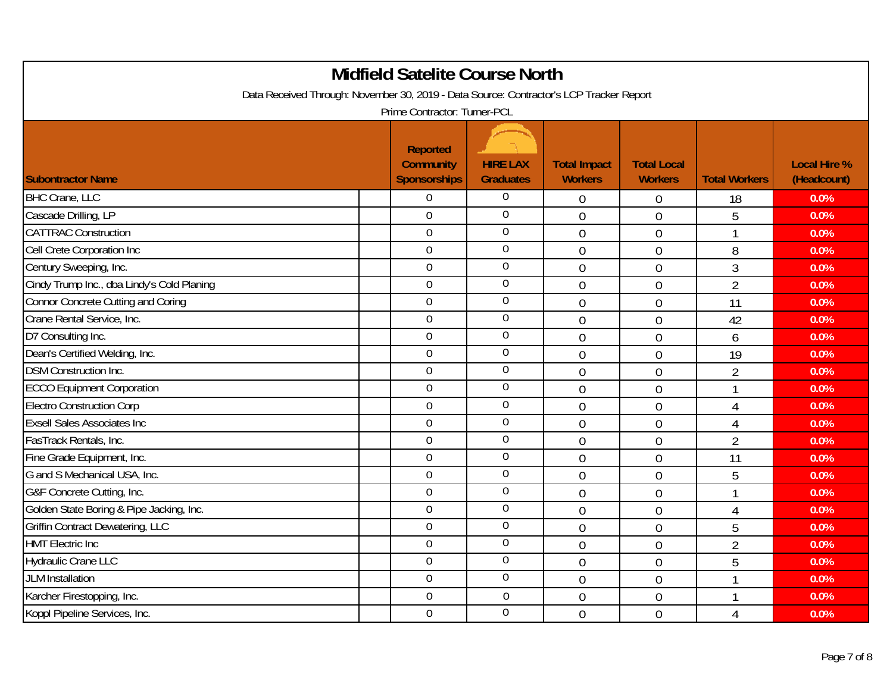# Midfield Satelite Course North

Data Received Through: November 30, 2019 - Data Source: Contractor's LCP Tracker Report

Prime Contractor: Turner-PCL

| Subontractor Name | Reported Community Sponsorships | HIRE LAX Graduates | Total Impact Workers | Total Local Workers | Total Workers | Local Hire % (Headcount) |
|---|---|---|---|---|---|---|
| BHC Crane, LLC | 0 | 0 | 0 | 0 | 18 | 0.0% |
| Cascade Drilling, LP | 0 | 0 | 0 | 0 | 5 | 0.0% |
| CATTRAC Construction | 0 | 0 | 0 | 0 | 1 | 0.0% |
| Cell Crete Corporation Inc | 0 | 0 | 0 | 0 | 8 | 0.0% |
| Century Sweeping, Inc. | 0 | 0 | 0 | 0 | 3 | 0.0% |
| Cindy Trump Inc., dba Lindy's Cold Planing | 0 | 0 | 0 | 0 | 2 | 0.0% |
| Connor Concrete Cutting and Coring | 0 | 0 | 0 | 0 | 11 | 0.0% |
| Crane Rental Service, Inc. | 0 | 0 | 0 | 0 | 42 | 0.0% |
| D7 Consulting Inc. | 0 | 0 | 0 | 0 | 6 | 0.0% |
| Dean's Certified Welding, Inc. | 0 | 0 | 0 | 0 | 19 | 0.0% |
| DSM Construction Inc. | 0 | 0 | 0 | 0 | 2 | 0.0% |
| ECCO Equipment Corporation | 0 | 0 | 0 | 0 | 1 | 0.0% |
| Electro Construction Corp | 0 | 0 | 0 | 0 | 4 | 0.0% |
| Exsell Sales Associates Inc | 0 | 0 | 0 | 0 | 4 | 0.0% |
| FasTrack Rentals, Inc. | 0 | 0 | 0 | 0 | 2 | 0.0% |
| Fine Grade Equipment, Inc. | 0 | 0 | 0 | 0 | 11 | 0.0% |
| G and S Mechanical USA, Inc. | 0 | 0 | 0 | 0 | 5 | 0.0% |
| G&F Concrete Cutting, Inc. | 0 | 0 | 0 | 0 | 1 | 0.0% |
| Golden State Boring & Pipe Jacking, Inc. | 0 | 0 | 0 | 0 | 4 | 0.0% |
| Griffin Contract Dewatering, LLC | 0 | 0 | 0 | 0 | 5 | 0.0% |
| HMT Electric Inc | 0 | 0 | 0 | 0 | 2 | 0.0% |
| Hydraulic Crane LLC | 0 | 0 | 0 | 0 | 5 | 0.0% |
| JLM Installation | 0 | 0 | 0 | 0 | 1 | 0.0% |
| Karcher Firestopping, Inc. | 0 | 0 | 0 | 0 | 1 | 0.0% |
| Koppl Pipeline Services, Inc. | 0 | 0 | 0 | 0 | 4 | 0.0% |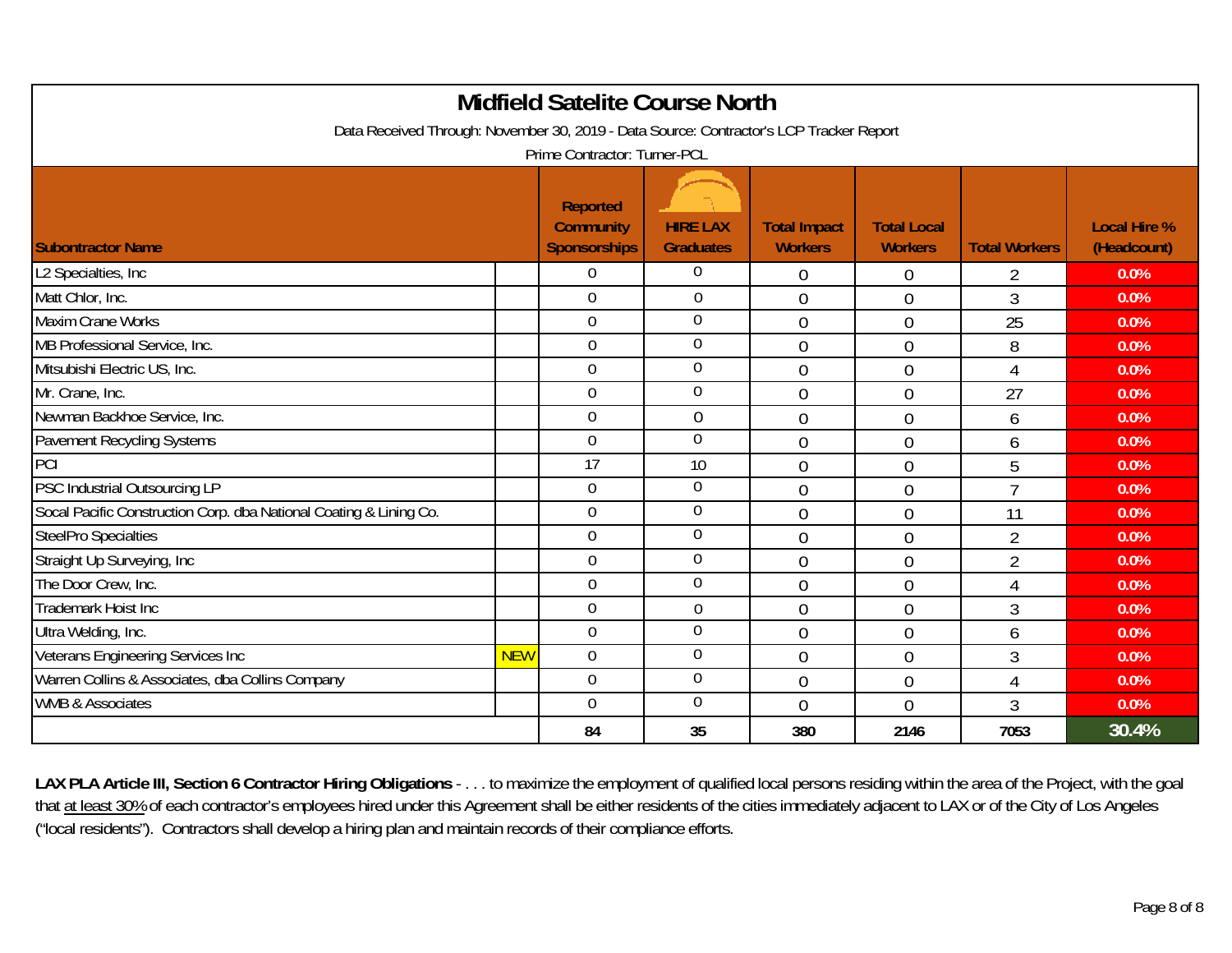# Midfield Satelite Course North

Data Received Through: November 30, 2019 - Data Source: Contractor's LCP Tracker Report

Prime Contractor: Turner-PCL

| Subcontractor Name | | Reported Community Sponsorships | HIRE LAX Graduates | Total Impact Workers | Total Local Workers | Total Workers | Local Hire % (Headcount) |
|---|---|---|---|---|---|---|---|
| L2 Specialties, Inc | | 0 | 0 | 0 | 0 | 2 | 0.0% |
| Matt Chlor, Inc. | | 0 | 0 | 0 | 0 | 3 | 0.0% |
| Maxim Crane Works | | 0 | 0 | 0 | 0 | 25 | 0.0% |
| MB Professional Service, Inc. | | 0 | 0 | 0 | 0 | 8 | 0.0% |
| Mitsubishi Electric US, Inc. | | 0 | 0 | 0 | 0 | 4 | 0.0% |
| Mr. Crane, Inc. | | 0 | 0 | 0 | 0 | 27 | 0.0% |
| Newman Backhoe Service, Inc. | | 0 | 0 | 0 | 0 | 6 | 0.0% |
| Pavement Recycling Systems | | 0 | 0 | 0 | 0 | 6 | 0.0% |
| PCI | | 17 | 10 | 0 | 0 | 5 | 0.0% |
| PSC Industrial Outsourcing LP | | 0 | 0 | 0 | 0 | 7 | 0.0% |
| Socal Pacific Construction Corp. dba National Coating & Lining Co. | | 0 | 0 | 0 | 0 | 11 | 0.0% |
| SteelPro Specialties | | 0 | 0 | 0 | 0 | 2 | 0.0% |
| Straight Up Surveying, Inc | | 0 | 0 | 0 | 0 | 2 | 0.0% |
| The Door Crew, Inc. | | 0 | 0 | 0 | 0 | 4 | 0.0% |
| Trademark Hoist Inc | | 0 | 0 | 0 | 0 | 3 | 0.0% |
| Ultra Welding, Inc. | | 0 | 0 | 0 | 0 | 6 | 0.0% |
| Veterans Engineering Services Inc | NEW | 0 | 0 | 0 | 0 | 3 | 0.0% |
| Warren Collins & Associates, dba Collins Company | | 0 | 0 | 0 | 0 | 4 | 0.0% |
| WMB & Associates | | 0 | 0 | 0 | 0 | 3 | 0.0% |
| | | 84 | 35 | 380 | 2146 | 7053 | 30.4% |

**LAX PLA Article III, Section 6 Contractor Hiring Obligations** - . . . to maximize the employment of qualified local persons residing within the area of the Project, with the goal that at least 30% of each contractor's employees hired under this Agreement shall be either residents of the cities immediately adjacent to LAX or of the City of Los Angeles ("local residents"). Contractors shall develop a hiring plan and maintain records of their compliance efforts.